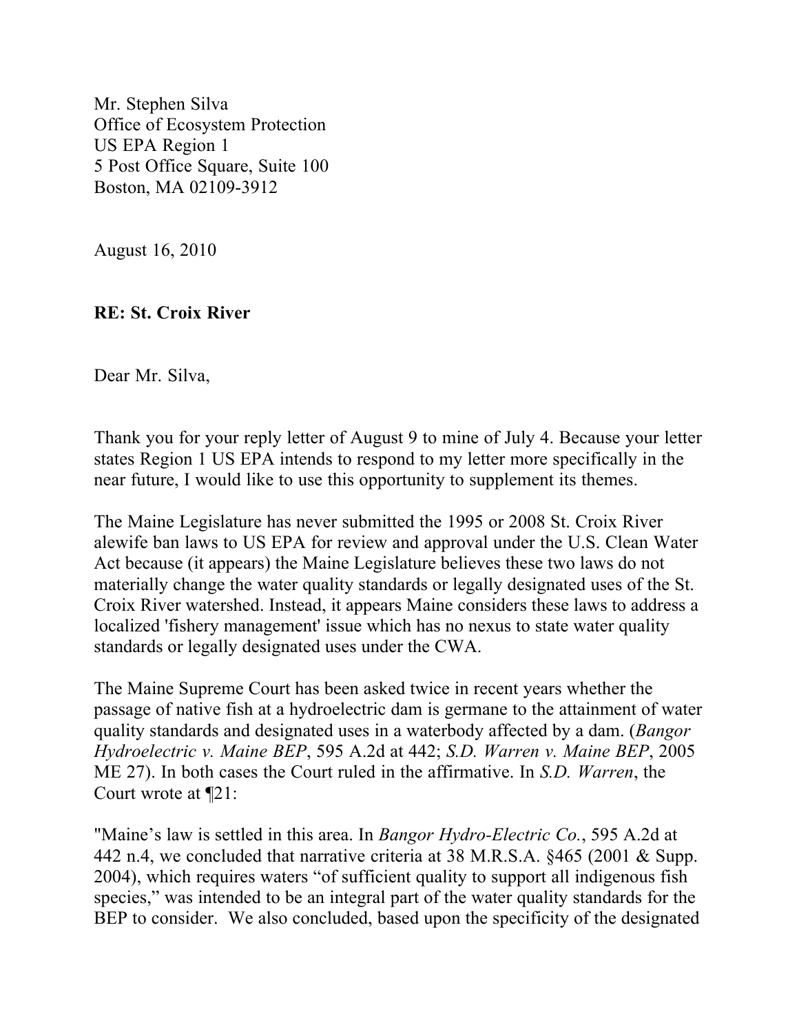Mr. Stephen Silva
Office of Ecosystem Protection
US EPA Region 1
5 Post Office Square, Suite 100
Boston, MA 02109-3912

August 16, 2010

**RE: St. Croix River**

Dear Mr. Silva,

Thank you for your reply letter of August 9 to mine of July 4. Because your letter states Region 1 US EPA intends to respond to my letter more specifically in the near future, I would like to use this opportunity to supplement its themes.

The Maine Legislature has never submitted the 1995 or 2008 St. Croix River alewife ban laws to US EPA for review and approval under the U.S. Clean Water Act because (it appears) the Maine Legislature believes these two laws do not materially change the water quality standards or legally designated uses of the St. Croix River watershed. Instead, it appears Maine considers these laws to address a localized 'fishery management' issue which has no nexus to state water quality standards or legally designated uses under the CWA.

The Maine Supreme Court has been asked twice in recent years whether the passage of native fish at a hydroelectric dam is germane to the attainment of water quality standards and designated uses in a waterbody affected by a dam. (*Bangor Hydroelectric v. Maine BEP*, 595 A.2d at 442; *S.D. Warren v. Maine BEP*, 2005 ME 27). In both cases the Court ruled in the affirmative. In *S.D. Warren*, the Court wrote at ¶21:

"Maine's law is settled in this area. In *Bangor Hydro-Electric Co.*, 595 A.2d at 442 n.4, we concluded that narrative criteria at 38 M.R.S.A. §465 (2001 & Supp. 2004), which requires waters "of sufficient quality to support all indigenous fish species," was intended to be an integral part of the water quality standards for the BEP to consider. We also concluded, based upon the specificity of the designated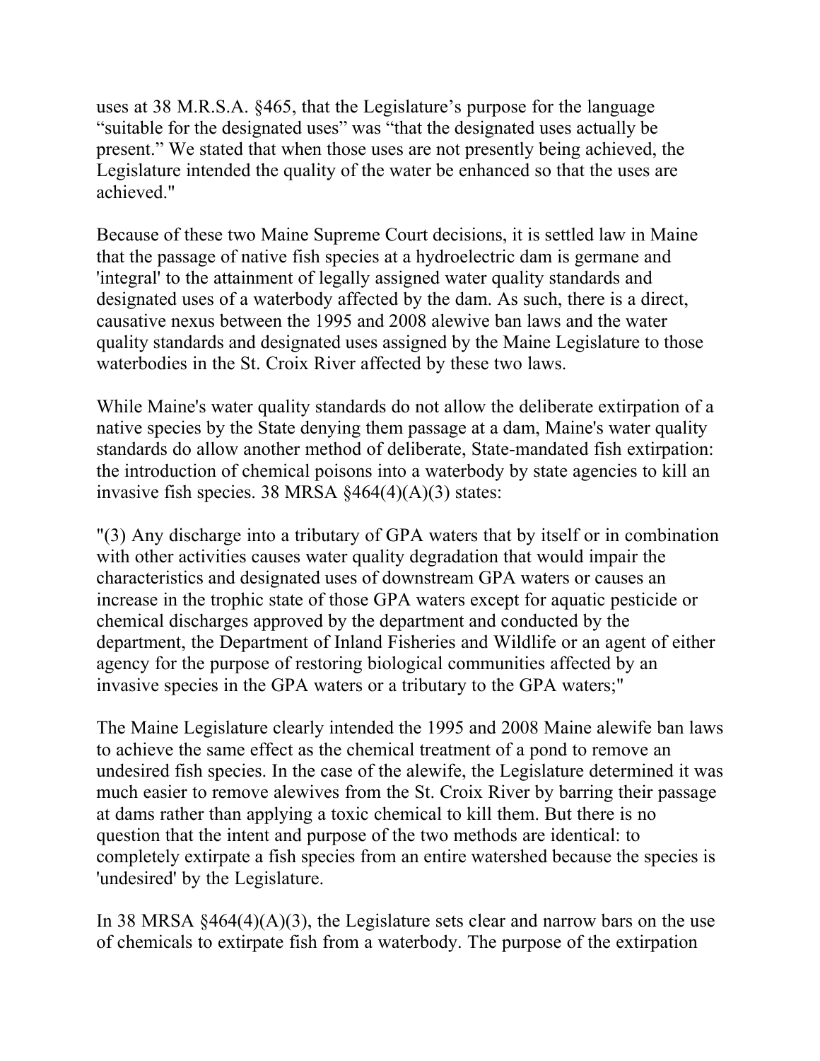uses at 38 M.R.S.A. §465, that the Legislature's purpose for the language "suitable for the designated uses" was "that the designated uses actually be present." We stated that when those uses are not presently being achieved, the Legislature intended the quality of the water be enhanced so that the uses are achieved."

Because of these two Maine Supreme Court decisions, it is settled law in Maine that the passage of native fish species at a hydroelectric dam is germane and 'integral' to the attainment of legally assigned water quality standards and designated uses of a waterbody affected by the dam. As such, there is a direct, causative nexus between the 1995 and 2008 alewive ban laws and the water quality standards and designated uses assigned by the Maine Legislature to those waterbodies in the St. Croix River affected by these two laws.

While Maine's water quality standards do not allow the deliberate extirpation of a native species by the State denying them passage at a dam, Maine's water quality standards do allow another method of deliberate, State-mandated fish extirpation: the introduction of chemical poisons into a waterbody by state agencies to kill an invasive fish species. 38 MRSA §464(4)(A)(3) states:

"(3) Any discharge into a tributary of GPA waters that by itself or in combination with other activities causes water quality degradation that would impair the characteristics and designated uses of downstream GPA waters or causes an increase in the trophic state of those GPA waters except for aquatic pesticide or chemical discharges approved by the department and conducted by the department, the Department of Inland Fisheries and Wildlife or an agent of either agency for the purpose of restoring biological communities affected by an invasive species in the GPA waters or a tributary to the GPA waters;"

The Maine Legislature clearly intended the 1995 and 2008 Maine alewife ban laws to achieve the same effect as the chemical treatment of a pond to remove an undesired fish species. In the case of the alewife, the Legislature determined it was much easier to remove alewives from the St. Croix River by barring their passage at dams rather than applying a toxic chemical to kill them. But there is no question that the intent and purpose of the two methods are identical: to completely extirpate a fish species from an entire watershed because the species is 'undesired' by the Legislature.

In 38 MRSA §464(4)(A)(3), the Legislature sets clear and narrow bars on the use of chemicals to extirpate fish from a waterbody. The purpose of the extirpation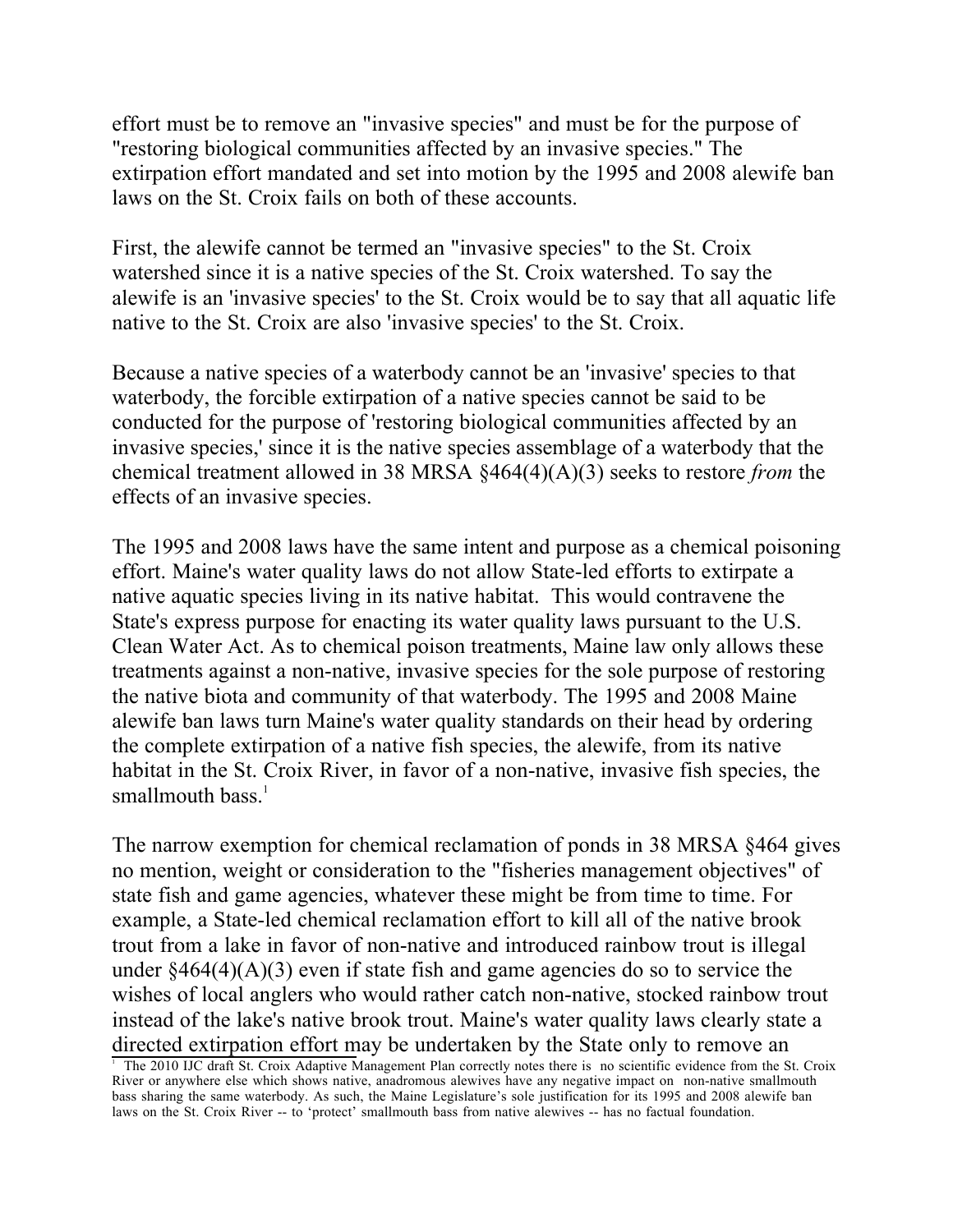effort must be to remove an "invasive species" and must be for the purpose of "restoring biological communities affected by an invasive species." The extirpation effort mandated and set into motion by the 1995 and 2008 alewife ban laws on the St. Croix fails on both of these accounts.

First, the alewife cannot be termed an "invasive species" to the St. Croix watershed since it is a native species of the St. Croix watershed. To say the alewife is an 'invasive species' to the St. Croix would be to say that all aquatic life native to the St. Croix are also 'invasive species' to the St. Croix.

Because a native species of a waterbody cannot be an 'invasive' species to that waterbody, the forcible extirpation of a native species cannot be said to be conducted for the purpose of 'restoring biological communities affected by an invasive species,' since it is the native species assemblage of a waterbody that the chemical treatment allowed in 38 MRSA §464(4)(A)(3) seeks to restore *from* the effects of an invasive species.

The 1995 and 2008 laws have the same intent and purpose as a chemical poisoning effort. Maine's water quality laws do not allow State-led efforts to extirpate a native aquatic species living in its native habitat. This would contravene the State's express purpose for enacting its water quality laws pursuant to the U.S. Clean Water Act. As to chemical poison treatments, Maine law only allows these treatments against a non-native, invasive species for the sole purpose of restoring the native biota and community of that waterbody. The 1995 and 2008 Maine alewife ban laws turn Maine's water quality standards on their head by ordering the complete extirpation of a native fish species, the alewife, from its native habitat in the St. Croix River, in favor of a non-native, invasive fish species, the smallmouth bass.[1]

The narrow exemption for chemical reclamation of ponds in 38 MRSA §464 gives no mention, weight or consideration to the "fisheries management objectives" of state fish and game agencies, whatever these might be from time to time. For example, a State-led chemical reclamation effort to kill all of the native brook trout from a lake in favor of non-native and introduced rainbow trout is illegal under §464(4)(A)(3) even if state fish and game agencies do so to service the wishes of local anglers who would rather catch non-native, stocked rainbow trout instead of the lake's native brook trout. Maine's water quality laws clearly state a directed extirpation effort may be undertaken by the State only to remove an

[1] The 2010 IJC draft St. Croix Adaptive Management Plan correctly notes there is no scientific evidence from the St. Croix River or anywhere else which shows native, anadromous alewives have any negative impact on non-native smallmouth bass sharing the same waterbody. As such, the Maine Legislature's sole justification for its 1995 and 2008 alewife ban laws on the St. Croix River -- to 'protect' smallmouth bass from native alewives -- has no factual foundation.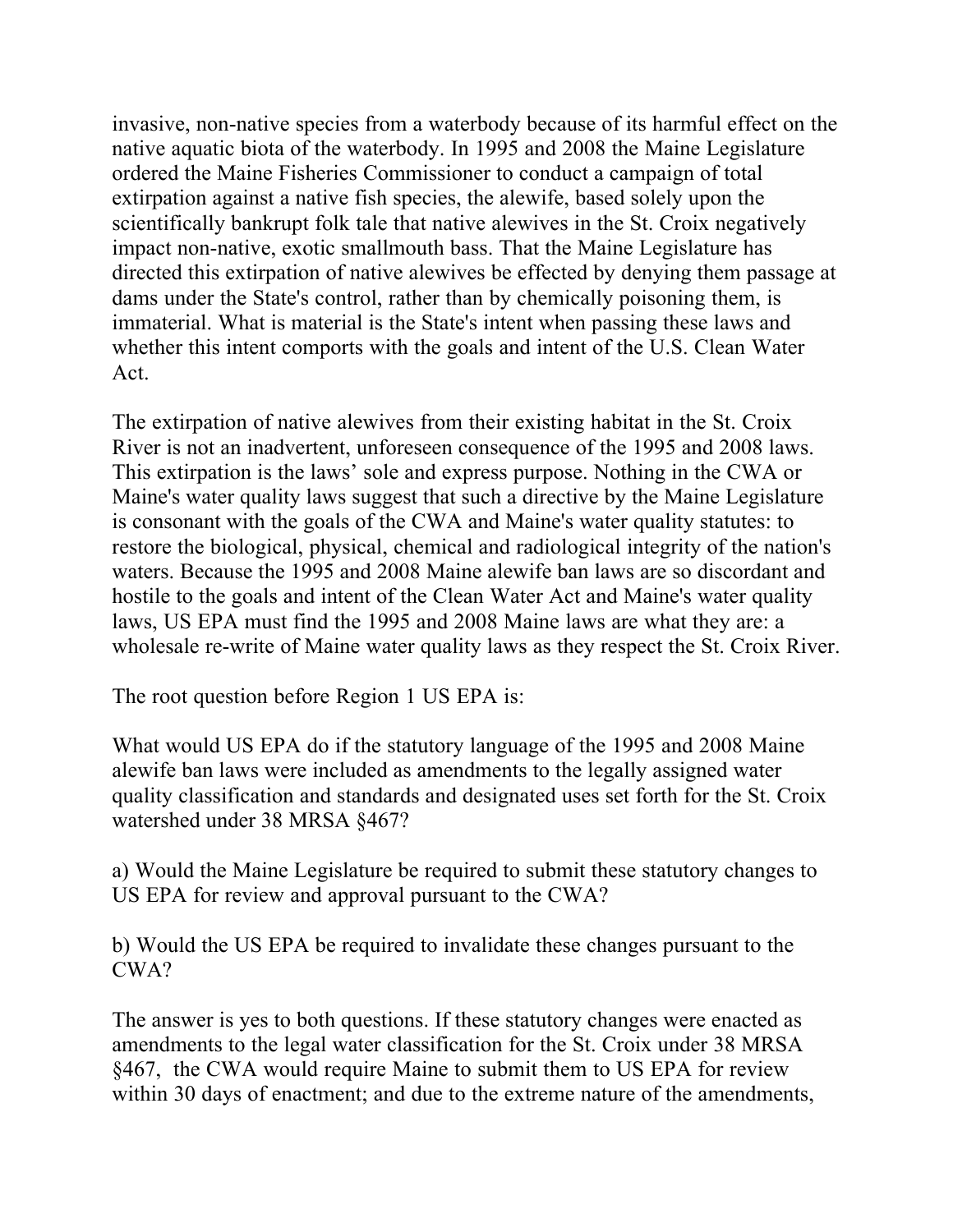invasive, non-native species from a waterbody because of its harmful effect on the native aquatic biota of the waterbody. In 1995 and 2008 the Maine Legislature ordered the Maine Fisheries Commissioner to conduct a campaign of total extirpation against a native fish species, the alewife, based solely upon the scientifically bankrupt folk tale that native alewives in the St. Croix negatively impact non-native, exotic smallmouth bass. That the Maine Legislature has directed this extirpation of native alewives be effected by denying them passage at dams under the State's control, rather than by chemically poisoning them, is immaterial. What is material is the State's intent when passing these laws and whether this intent comports with the goals and intent of the U.S. Clean Water Act.

The extirpation of native alewives from their existing habitat in the St. Croix River is not an inadvertent, unforeseen consequence of the 1995 and 2008 laws. This extirpation is the laws' sole and express purpose. Nothing in the CWA or Maine's water quality laws suggest that such a directive by the Maine Legislature is consonant with the goals of the CWA and Maine's water quality statutes: to restore the biological, physical, chemical and radiological integrity of the nation's waters. Because the 1995 and 2008 Maine alewife ban laws are so discordant and hostile to the goals and intent of the Clean Water Act and Maine's water quality laws, US EPA must find the 1995 and 2008 Maine laws are what they are: a wholesale re-write of Maine water quality laws as they respect the St. Croix River.

The root question before Region 1 US EPA is:

What would US EPA do if the statutory language of the 1995 and 2008 Maine alewife ban laws were included as amendments to the legally assigned water quality classification and standards and designated uses set forth for the St. Croix watershed under 38 MRSA §467?

a) Would the Maine Legislature be required to submit these statutory changes to US EPA for review and approval pursuant to the CWA?

b) Would the US EPA be required to invalidate these changes pursuant to the CWA?

The answer is yes to both questions. If these statutory changes were enacted as amendments to the legal water classification for the St. Croix under 38 MRSA §467, the CWA would require Maine to submit them to US EPA for review within 30 days of enactment; and due to the extreme nature of the amendments,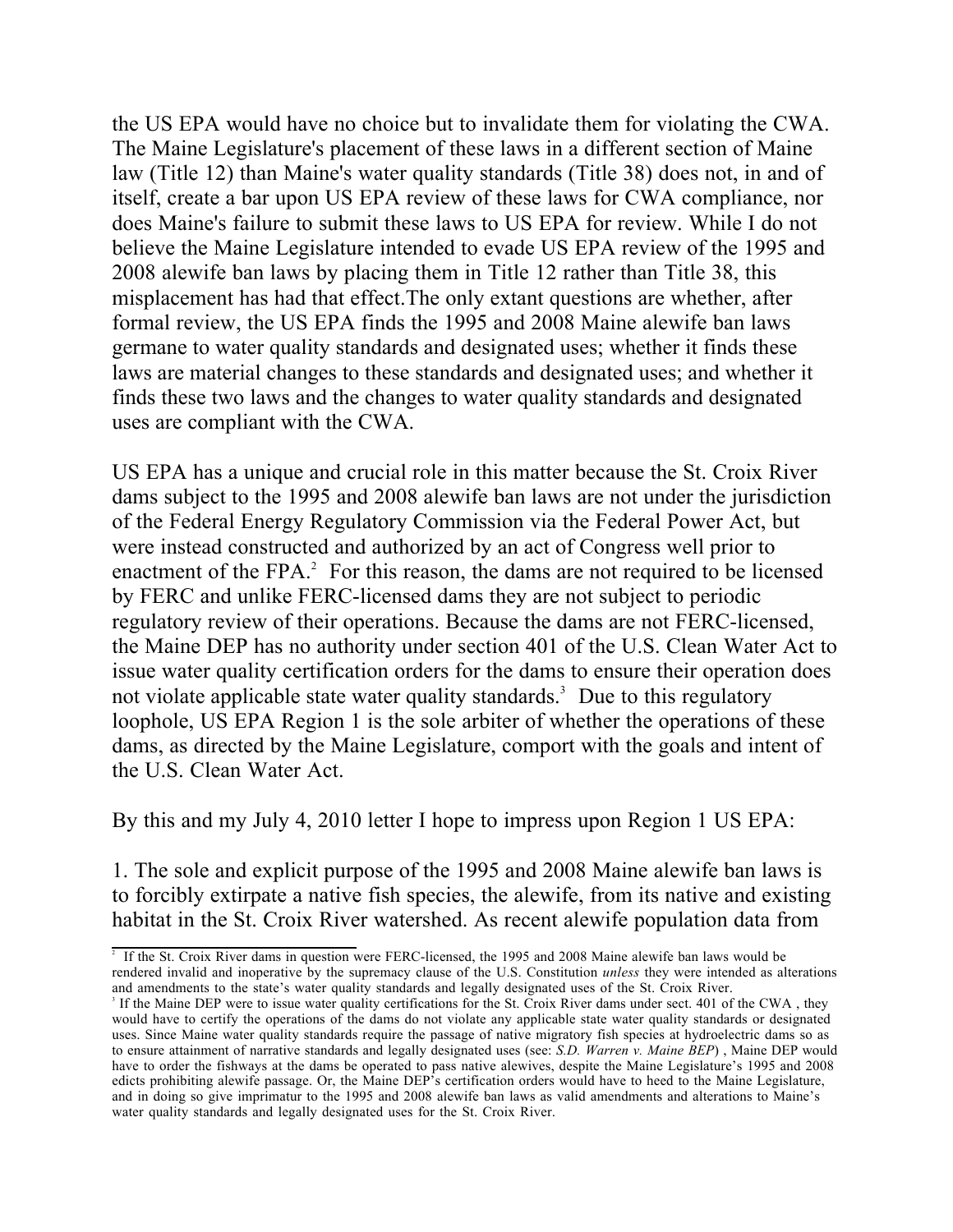the US EPA would have no choice but to invalidate them for violating the CWA. The Maine Legislature's placement of these laws in a different section of Maine law (Title 12) than Maine's water quality standards (Title 38) does not, in and of itself, create a bar upon US EPA review of these laws for CWA compliance, nor does Maine's failure to submit these laws to US EPA for review. While I do not believe the Maine Legislature intended to evade US EPA review of the 1995 and 2008 alewife ban laws by placing them in Title 12 rather than Title 38, this misplacement has had that effect.The only extant questions are whether, after formal review, the US EPA finds the 1995 and 2008 Maine alewife ban laws germane to water quality standards and designated uses; whether it finds these laws are material changes to these standards and designated uses; and whether it finds these two laws and the changes to water quality standards and designated uses are compliant with the CWA.

US EPA has a unique and crucial role in this matter because the St. Croix River dams subject to the 1995 and 2008 alewife ban laws are not under the jurisdiction of the Federal Energy Regulatory Commission via the Federal Power Act, but were instead constructed and authorized by an act of Congress well prior to enactment of the FPA.[2] For this reason, the dams are not required to be licensed by FERC and unlike FERC-licensed dams they are not subject to periodic regulatory review of their operations. Because the dams are not FERC-licensed, the Maine DEP has no authority under section 401 of the U.S. Clean Water Act to issue water quality certification orders for the dams to ensure their operation does not violate applicable state water quality standards.[3] Due to this regulatory loophole, US EPA Region 1 is the sole arbiter of whether the operations of these dams, as directed by the Maine Legislature, comport with the goals and intent of the U.S. Clean Water Act.

By this and my July 4, 2010 letter I hope to impress upon Region 1 US EPA:

1. The sole and explicit purpose of the 1995 and 2008 Maine alewife ban laws is to forcibly extirpate a native fish species, the alewife, from its native and existing habitat in the St. Croix River watershed. As recent alewife population data from

---

[2] If the St. Croix River dams in question were FERC-licensed, the 1995 and 2008 Maine alewife ban laws would be rendered invalid and inoperative by the supremacy clause of the U.S. Constitution *unless* they were intended as alterations and amendments to the state's water quality standards and legally designated uses of the St. Croix River.

[3] If the Maine DEP were to issue water quality certifications for the St. Croix River dams under sect. 401 of the CWA , they would have to certify the operations of the dams do not violate any applicable state water quality standards or designated uses. Since Maine water quality standards require the passage of native migratory fish species at hydroelectric dams so as to ensure attainment of narrative standards and legally designated uses (see: *S.D. Warren v. Maine BEP*) , Maine DEP would have to order the fishways at the dams be operated to pass native alewives, despite the Maine Legislature's 1995 and 2008 edicts prohibiting alewife passage. Or, the Maine DEP's certification orders would have to heed to the Maine Legislature, and in doing so give imprimatur to the 1995 and 2008 alewife ban laws as valid amendments and alterations to Maine's water quality standards and legally designated uses for the St. Croix River.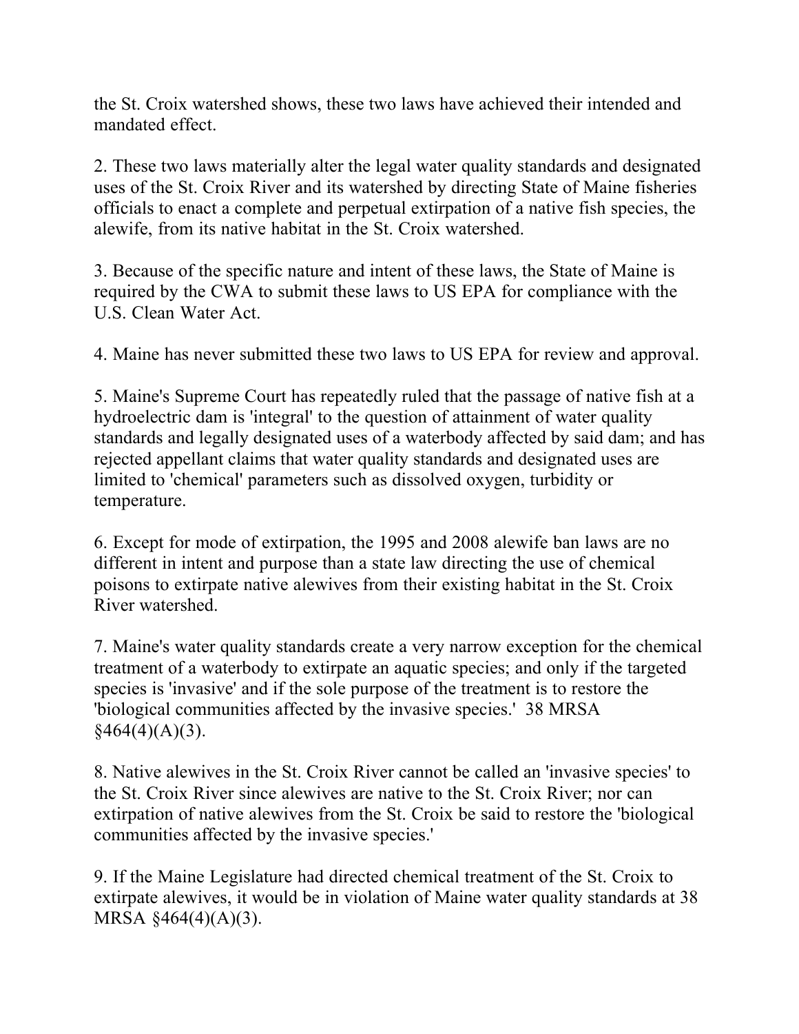the St. Croix watershed shows, these two laws have achieved their intended and mandated effect.

2. These two laws materially alter the legal water quality standards and designated uses of the St. Croix River and its watershed by directing State of Maine fisheries officials to enact a complete and perpetual extirpation of a native fish species, the alewife, from its native habitat in the St. Croix watershed.

3. Because of the specific nature and intent of these laws, the State of Maine is required by the CWA to submit these laws to US EPA for compliance with the U.S. Clean Water Act.

4. Maine has never submitted these two laws to US EPA for review and approval.

5. Maine's Supreme Court has repeatedly ruled that the passage of native fish at a hydroelectric dam is 'integral' to the question of attainment of water quality standards and legally designated uses of a waterbody affected by said dam; and has rejected appellant claims that water quality standards and designated uses are limited to 'chemical' parameters such as dissolved oxygen, turbidity or temperature.

6. Except for mode of extirpation, the 1995 and 2008 alewife ban laws are no different in intent and purpose than a state law directing the use of chemical poisons to extirpate native alewives from their existing habitat in the St. Croix River watershed.

7. Maine's water quality standards create a very narrow exception for the chemical treatment of a waterbody to extirpate an aquatic species; and only if the targeted species is 'invasive' and if the sole purpose of the treatment is to restore the 'biological communities affected by the invasive species.' 38 MRSA §464(4)(A)(3).

8. Native alewives in the St. Croix River cannot be called an 'invasive species' to the St. Croix River since alewives are native to the St. Croix River; nor can extirpation of native alewives from the St. Croix be said to restore the 'biological communities affected by the invasive species.'

9. If the Maine Legislature had directed chemical treatment of the St. Croix to extirpate alewives, it would be in violation of Maine water quality standards at 38 MRSA §464(4)(A)(3).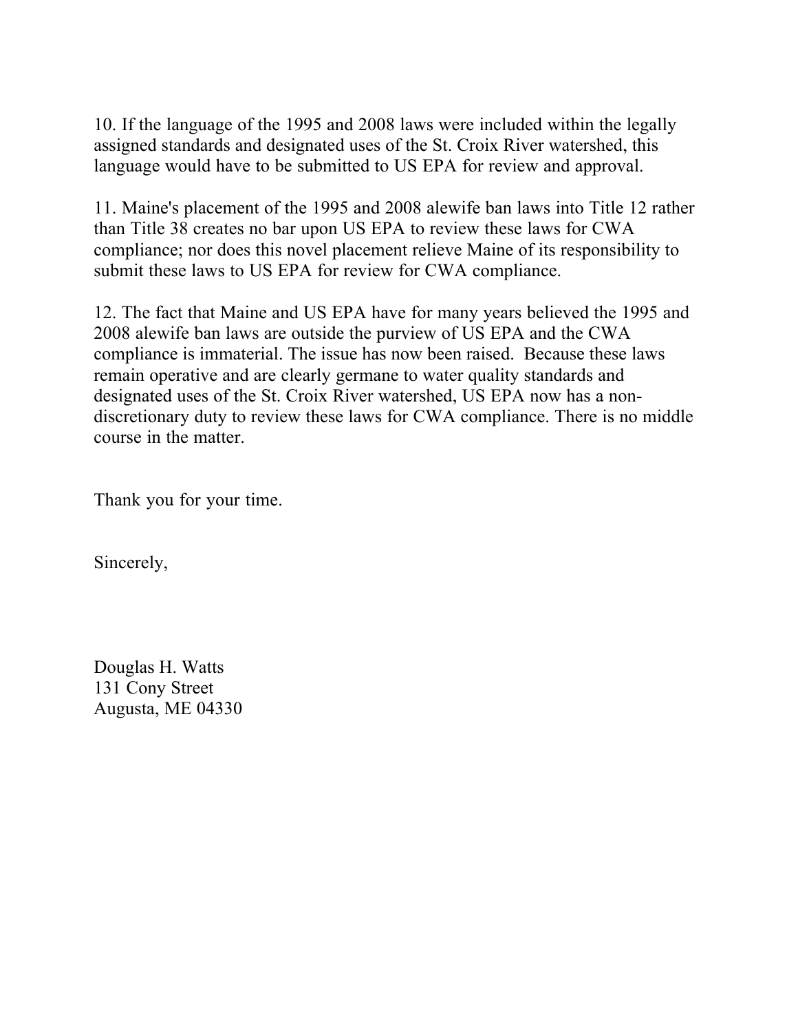10. If the language of the 1995 and 2008 laws were included within the legally assigned standards and designated uses of the St. Croix River watershed, this language would have to be submitted to US EPA for review and approval.

11. Maine's placement of the 1995 and 2008 alewife ban laws into Title 12 rather than Title 38 creates no bar upon US EPA to review these laws for CWA compliance; nor does this novel placement relieve Maine of its responsibility to submit these laws to US EPA for review for CWA compliance.

12. The fact that Maine and US EPA have for many years believed the 1995 and 2008 alewife ban laws are outside the purview of US EPA and the CWA compliance is immaterial. The issue has now been raised. Because these laws remain operative and are clearly germane to water quality standards and designated uses of the St. Croix River watershed, US EPA now has a non-discretionary duty to review these laws for CWA compliance. There is no middle course in the matter.

Thank you for your time.

Sincerely,

Douglas H. Watts
131 Cony Street
Augusta, ME 04330